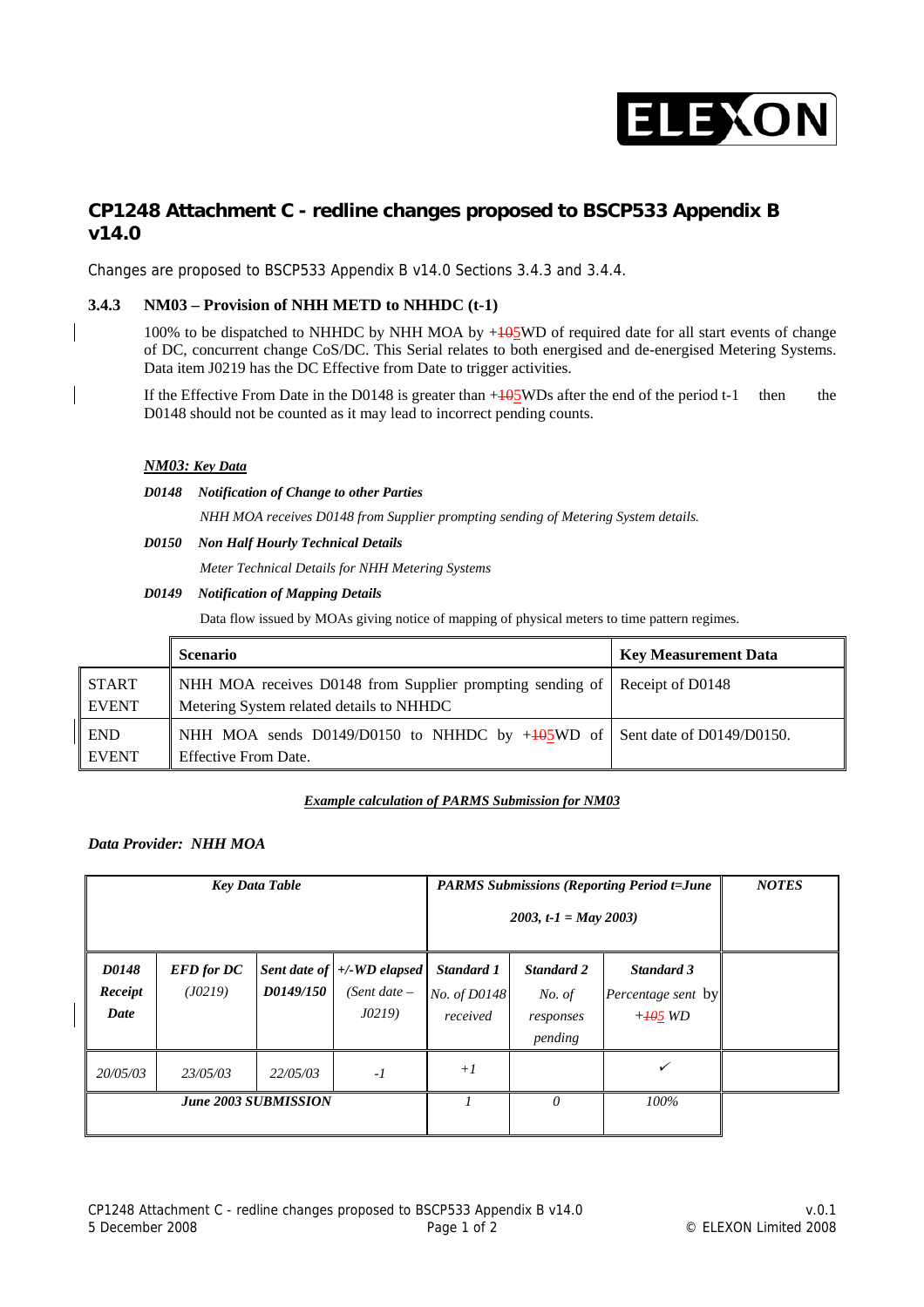## CP1248 Attachment C - redline changes proposed to BSCP533 Appendix B v14.0

Changes are proposed to BSCP533 Appendix B v14.0 Sections 3.4.3 and 3.4.4.

### 3.4.3 NM03 – Provision of NHH METD to NHHDC (t-1)

100% to be dispatched to NHHDC by NHH MOA by +~~10~~5WD of required date for all start events of change of DC, concurrent change CoS/DC. This Serial relates to both energised and de-energised Metering Systems. Data item J0219 has the DC Effective from Date to trigger activities.

If the Effective From Date in the D0148 is greater than +~~10~~5WDs after the end of the period t-1 then the D0148 should not be counted as it may lead to incorrect pending counts.

***NM03: Key Data***

***D0148 Notification of Change to other Parties***

*NHH MOA receives D0148 from Supplier prompting sending of Metering System details.*

***D0150 Non Half Hourly Technical Details***

*Meter Technical Details for NHH Metering Systems*

***D0149 Notification of Mapping Details***

Data flow issued by MOAs giving notice of mapping of physical meters to time pattern regimes.

| | Scenario | Key Measurement Data |
|---|---|---|
| START EVENT | NHH MOA receives D0148 from Supplier prompting sending of Metering System related details to NHHDC | Receipt of D0148 |
| END EVENT | NHH MOA sends D0149/D0150 to NHHDC by +~~10~~5WD of Effective From Date. | Sent date of D0149/D0150. |

***Example calculation of PARMS Submission for NM03***

***Data Provider: NHH MOA***

| *Key Data Table* | | | | *PARMS Submissions (Reporting Period t=June 2003, t-1 = May 2003)* | | | *NOTES* |
|---|---|---|---|---|---|---|---|
| ***D0148 Receipt Date*** | ***EFD for DC*** *(J0219)* | ***Sent date of D0149/150*** | ***+/-WD elapsed*** *(Sent date – J0219)* | ***Standard 1*** *No. of D0148 received* | ***Standard 2*** *No. of responses pending* | ***Standard 3*** *Percentage sent by +~~10~~5 WD* | |
| *20/05/03* | *23/05/03* | *22/05/03* | *-1* | *+1* | | ✓ | |
| ***June 2003 SUBMISSION*** | | | | *1* | *0* | *100%* | |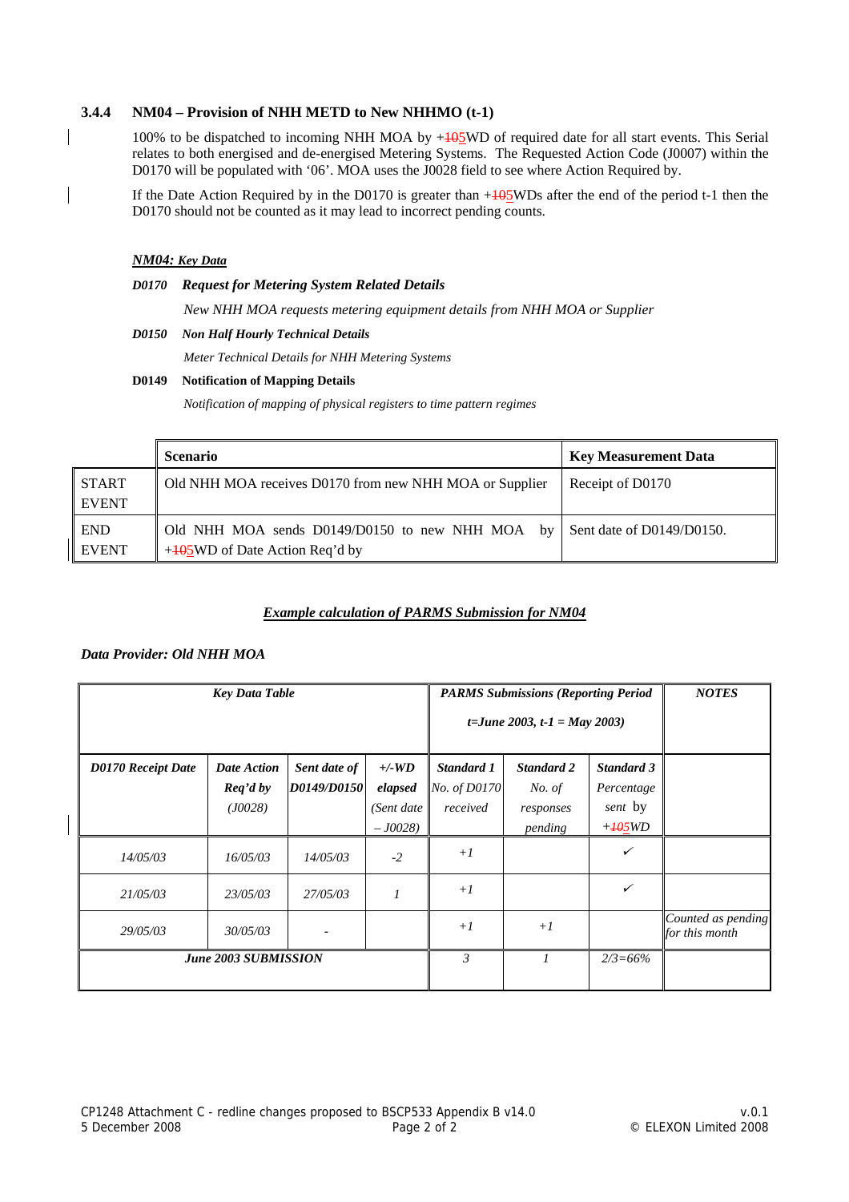### 3.4.4 NM04 – Provision of NHH METD to New NHHMO (t-1)

100% to be dispatched to incoming NHH MOA by +~~10~~5WD of required date for all start events. This Serial relates to both energised and de-energised Metering Systems. The Requested Action Code (J0007) within the D0170 will be populated with '06'. MOA uses the J0028 field to see where Action Required by.

If the Date Action Required by in the D0170 is greater than +~~10~~5WDs after the end of the period t-1 then the D0170 should not be counted as it may lead to incorrect pending counts.

***NM04: Key Data***

***D0170 Request for Metering System Related Details***

*New NHH MOA requests metering equipment details from NHH MOA or Supplier*

***D0150 Non Half Hourly Technical Details***

*Meter Technical Details for NHH Metering Systems*

**D0149 Notification of Mapping Details**

*Notification of mapping of physical registers to time pattern regimes*

| | Scenario | Key Measurement Data |
|---|---|---|
| START EVENT | Old NHH MOA receives D0170 from new NHH MOA or Supplier | Receipt of D0170 |
| END EVENT | Old NHH MOA sends D0149/D0150 to new NHH MOA by +~~10~~5WD of Date Action Req'd by | Sent date of D0149/D0150. |

***Example calculation of PARMS Submission for NM04***

***Data Provider: Old NHH MOA***

| *Key Data Table* | | | | *PARMS Submissions (Reporting Period t=June 2003, t-1 = May 2003)* | | | *NOTES* |
|---|---|---|---|---|---|---|---|
| *D0170 Receipt Date* | *Date Action Req'd by (J0028)* | *Sent date of D0149/D0150* | *+/-WD elapsed (Sent date – J0028)* | *Standard 1 No. of D0170 received* | *Standard 2 No. of responses pending* | *Standard 3 Percentage sent by +~~10~~5WD* | |
| *14/05/03* | *16/05/03* | *14/05/03* | *-2* | *+1* | | ✓ | |
| *21/05/03* | *23/05/03* | *27/05/03* | *1* | *+1* | | ✓ | |
| *29/05/03* | *30/05/03* | - | | *+1* | *+1* | | *Counted as pending for this month* |
| ***June 2003 SUBMISSION*** | | | | *3* | *1* | *2/3=66%* | |